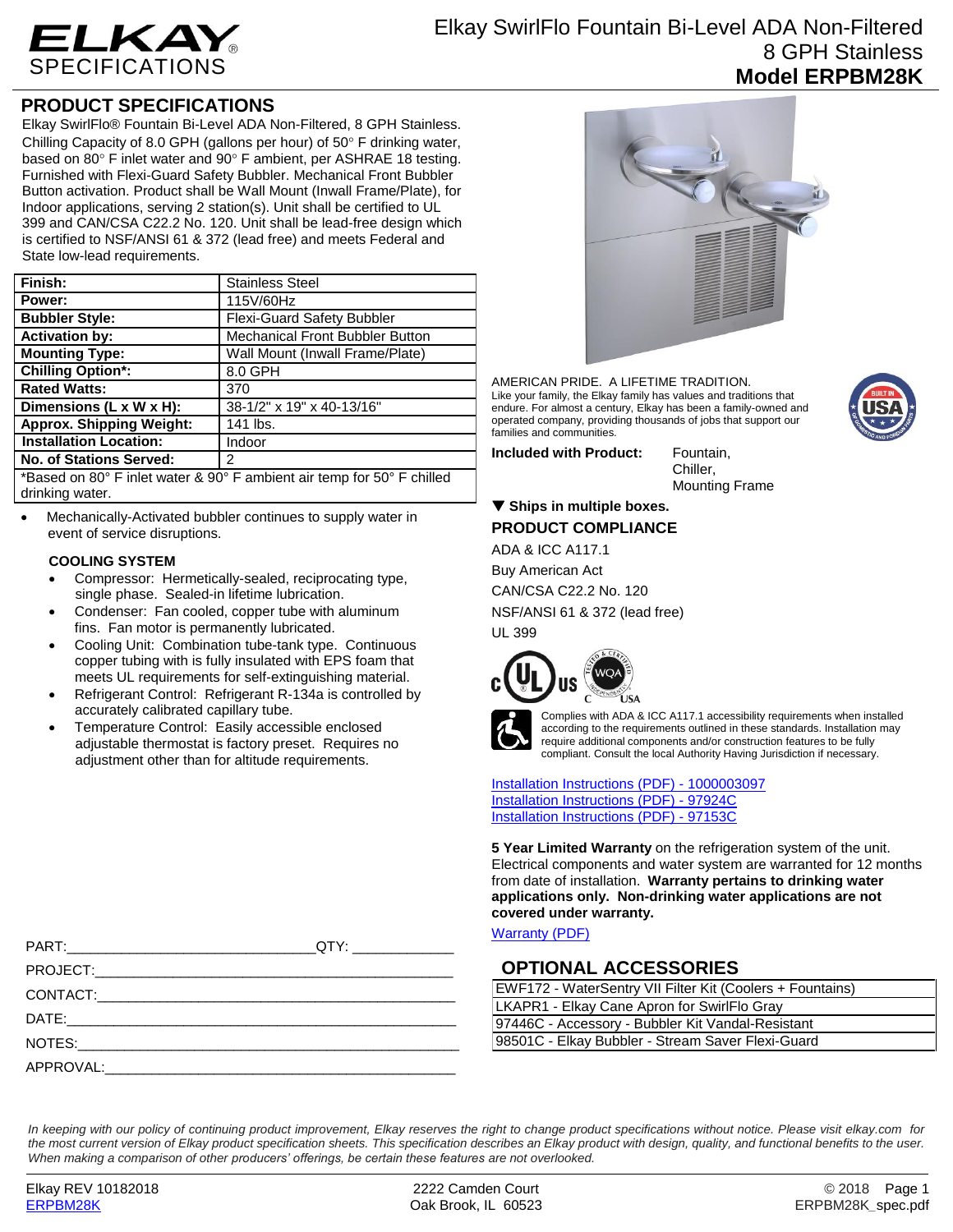# ELKAY SPECIFICATIONS

## Elkay SwirlFlo Fountain Bi-Level ADA Non-Filtered 8 GPH Stainless
## Model ERPBM28K

## PRODUCT SPECIFICATIONS

Elkay SwirlFlo® Fountain Bi-Level ADA Non-Filtered, 8 GPH Stainless. Chilling Capacity of 8.0 GPH (gallons per hour) of 50° F drinking water, based on 80° F inlet water and 90° F ambient, per ASHRAE 18 testing. Furnished with Flexi-Guard Safety Bubbler. Mechanical Front Bubbler Button activation. Product shall be Wall Mount (Inwall Frame/Plate), for Indoor applications, serving 2 station(s). Unit shall be certified to UL 399 and CAN/CSA C22.2 No. 120. Unit shall be lead-free design which is certified to NSF/ANSI 61 & 372 (lead free) and meets Federal and State low-lead requirements.

| | |
|---|---|
| **Finish:** | Stainless Steel |
| **Power:** | 115V/60Hz |
| **Bubbler Style:** | Flexi-Guard Safety Bubbler |
| **Activation by:** | Mechanical Front Bubbler Button |
| **Mounting Type:** | Wall Mount (Inwall Frame/Plate) |
| **Chilling Option*:** | 8.0 GPH |
| **Rated Watts:** | 370 |
| **Dimensions (L x W x H):** | 38-1/2" x 19" x 40-13/16" |
| **Approx. Shipping Weight:** | 141 lbs. |
| **Installation Location:** | Indoor |
| **No. of Stations Served:** | 2 |

*Based on 80° F inlet water & 90° F ambient air temp for 50° F chilled drinking water.

- Mechanically-Activated bubbler continues to supply water in event of service disruptions.

### COOLING SYSTEM

- Compressor: Hermetically-sealed, reciprocating type, single phase. Sealed-in lifetime lubrication.
- Condenser: Fan cooled, copper tube with aluminum fins. Fan motor is permanently lubricated.
- Cooling Unit: Combination tube-tank type. Continuous copper tubing with is fully insulated with EPS foam that meets UL requirements for self-extinguishing material.
- Refrigerant Control: Refrigerant R-134a is controlled by accurately calibrated capillary tube.
- Temperature Control: Easily accessible enclosed adjustable thermostat is factory preset. Requires no adjustment other than for altitude requirements.

PART:_______________________________QTY: _____________

PROJECT:_____________________________________________

CONTACT:_____________________________________________

DATE:________________________________________________

NOTES:_______________________________________________

APPROVAL:____________________________________________

AMERICAN PRIDE. A LIFETIME TRADITION.
Like your family, the Elkay family has values and traditions that endure. For almost a century, Elkay has been a family-owned and operated company, providing thousands of jobs that support our families and communities.

**Included with Product:** Fountain, Chiller, Mounting Frame

▼ **Ships in multiple boxes.**

## PRODUCT COMPLIANCE

ADA & ICC A117.1

Buy American Act

CAN/CSA C22.2 No. 120

NSF/ANSI 61 & 372 (lead free)

UL 399

Complies with ADA & ICC A117.1 accessibility requirements when installed according to the requirements outlined in these standards. Installation may require additional components and/or construction features to be fully compliant. Consult the local Authority Having Jurisdiction if necessary.

[Installation Instructions (PDF) - 1000003097]
[Installation Instructions (PDF) - 97924C]
[Installation Instructions (PDF) - 97153C]

**5 Year Limited Warranty** on the refrigeration system of the unit. Electrical components and water system are warranted for 12 months from date of installation. **Warranty pertains to drinking water applications only. Non-drinking water applications are not covered under warranty.**

[Warranty (PDF)]

## OPTIONAL ACCESSORIES

| |
|---|
| EWF172 - WaterSentry VII Filter Kit (Coolers + Fountains) |
| LKAPR1 - Elkay Cane Apron for SwirlFlo Gray |
| 97446C - Accessory - Bubbler Kit Vandal-Resistant |
| 98501C - Elkay Bubbler - Stream Saver Flexi-Guard |

*In keeping with our policy of continuing product improvement, Elkay reserves the right to change product specifications without notice. Please visit elkay.com for the most current version of Elkay product specification sheets. This specification describes an Elkay product with design, quality, and functional benefits to the user. When making a comparison of other producers' offerings, be certain these features are not overlooked.*

Elkay REV 10182018 | 2222 Camden Court, Oak Brook, IL 60523 | © 2018
ERPBM28K | ERPBM28K_spec.pdf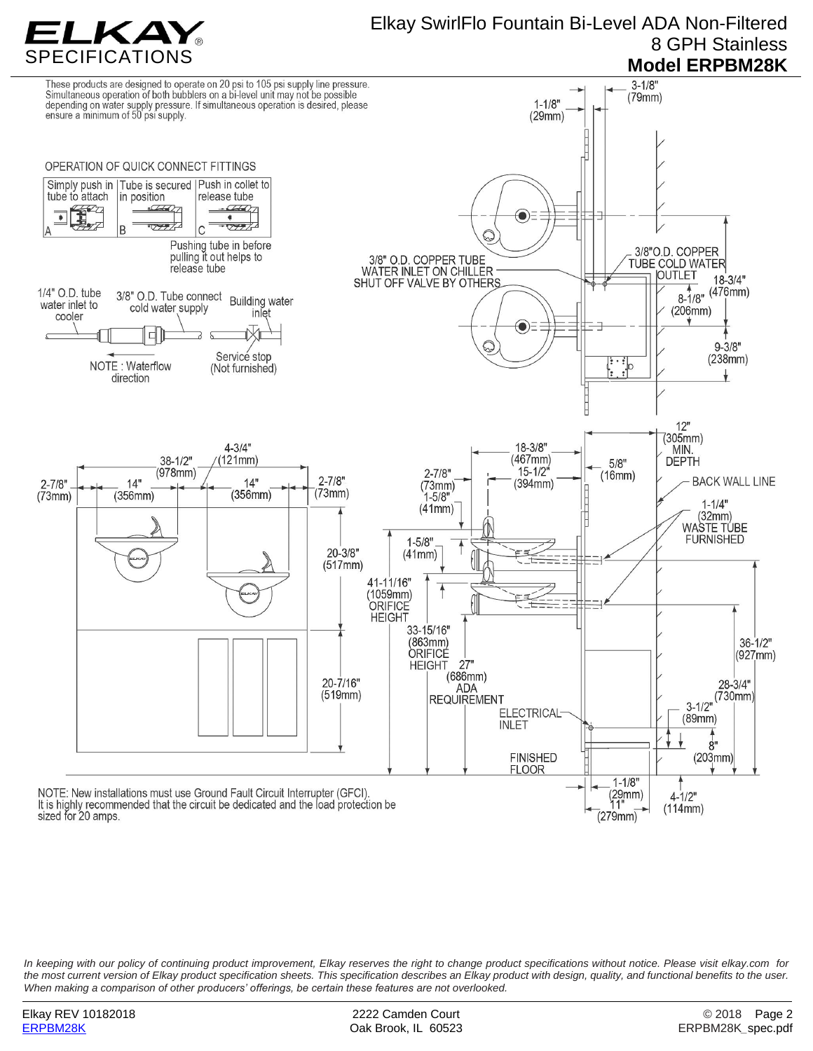# ELKAY SPECIFICATIONS

## Elkay SwirlFlo Fountain Bi-Level ADA Non-Filtered 8 GPH Stainless

## Model ERPBM28K

These products are designed to operate on 20 psi to 105 psi supply line pressure. Simultaneous operation of both bubblers on a bi-level unit may not be possible depending on water supply pressure. If simultaneous operation is desired, please ensure a minimum of 50 psi supply.

### OPERATION OF QUICK CONNECT FITTINGS

| A | B | C |
|---|---|---|
| Simply push in tube to attach | Tube is secured in position | Push in collet to release tube |

Pushing tube in before pulling it out helps to release tube

1/4" O.D. tube water inlet to cooler

3/8" O.D. Tube connect cold water supply

Building water inlet

Service stop (Not furnished)

NOTE : Waterflow direction

3-1/8" (79mm)

1-1/8" (29mm)

3/8" O.D. COPPER TUBE WATER INLET ON CHILLER SHUT OFF VALVE BY OTHERS

3/8"O.D. COPPER TUBE COLD WATER OUTLET

18-3/4" (476mm)

8-1/8" (206mm)

9-3/8" (238mm)

12" (305mm) MIN. DEPTH

BACK WALL LINE

1-1/4" (32mm) WASTE TUBE FURNISHED

4-3/4" (121mm)

38-1/2" (978mm)

2-7/8" (73mm)

14" (356mm)

14" (356mm)

2-7/8" (73mm)

20-3/8" (517mm)

20-7/16" (519mm)

18-3/8" (467mm)

15-1/2" (394mm)

5/8" (16mm)

2-7/8" (73mm)

1-5/8" (41mm)

1-5/8" (41mm)

41-11/16" (1059mm) ORIFICE HEIGHT

33-15/16" (863mm) ORIFICE HEIGHT

27" (686mm) ADA REQUIREMENT

ELECTRICAL INLET

FINISHED FLOOR

36-1/2" (927mm)

28-3/4" (730mm)

3-1/2" (89mm)

8" (203mm)

1-1/8" (29mm)

11" (279mm)

4-1/2" (114mm)

NOTE: New installations must use Ground Fault Circuit Interrupter (GFCI). It is highly recommended that the circuit be dedicated and the load protection be sized for 20 amps.

*In keeping with our policy of continuing product improvement, Elkay reserves the right to change product specifications without notice. Please visit elkay.com for the most current version of Elkay product specification sheets. This specification describes an Elkay product with design, quality, and functional benefits to the user. When making a comparison of other producers' offerings, be certain these features are not overlooked.*

Elkay REV 10182018 | 2222 Camden Court, Oak Brook, IL 60523 | © 2018 | ERPBM28K | ERPBM28K_spec.pdf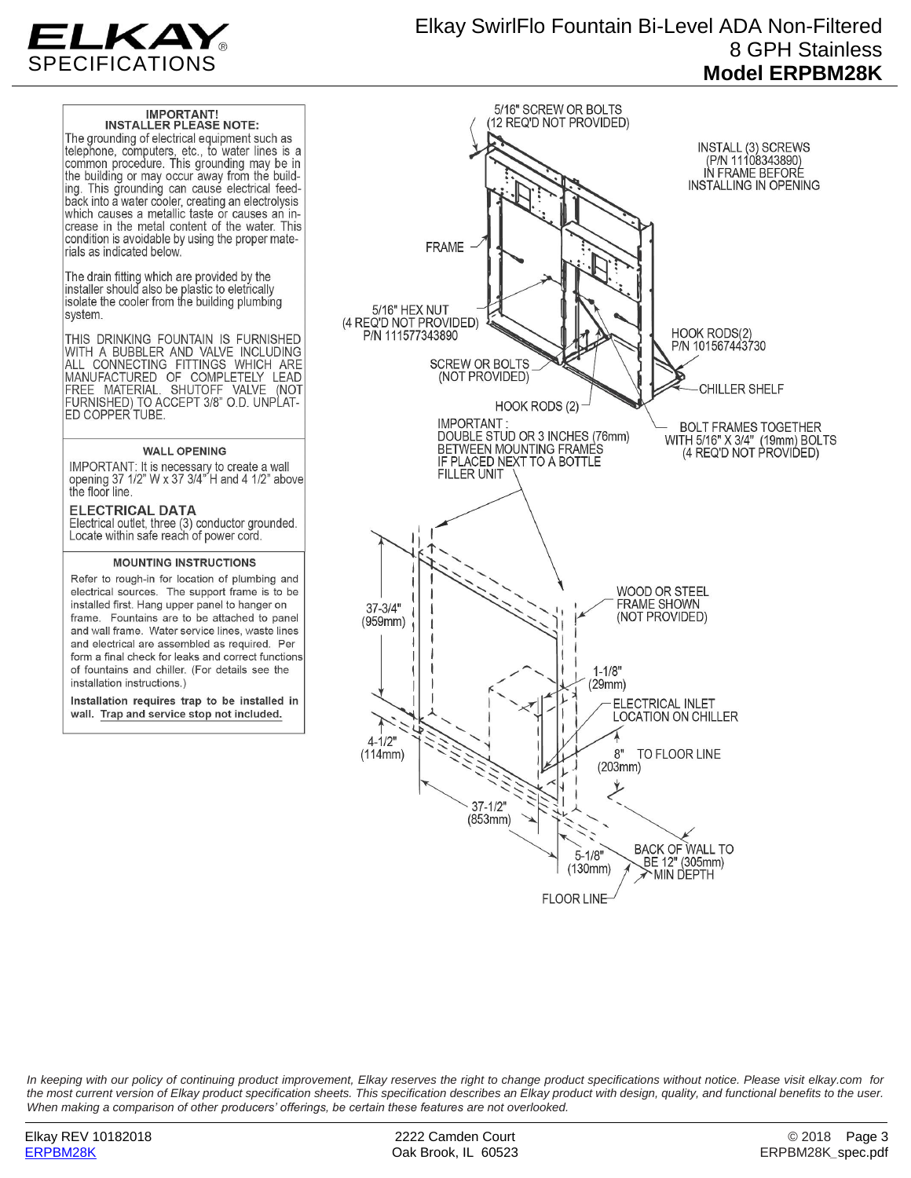# Elkay SwirlFlo Fountain Bi-Level ADA Non-Filtered 8 GPH Stainless

## Model ERPBM28K

**IMPORTANT!**
**INSTALLER PLEASE NOTE:**

The grounding of electrical equipment such as telephone, computers, etc., to water lines is a common procedure. This grounding may be in the building or may occur away from the building. This grounding can cause electrical feedback into a water cooler, creating an electrolysis which causes a metallic taste or causes an increase in the metal content of the water. This condition is avoidable by using the proper materials as indicated below.

The drain fitting which are provided by the installer should also be plastic to eletrically isolate the cooler from the building plumbing system.

THIS DRINKING FOUNTAIN IS FURNISHED WITH A BUBBLER AND VALVE INCLUDING ALL CONNECTING FITTINGS WHICH ARE MANUFACTURED OF COMPLETELY LEAD FREE MATERIAL. SHUTOFF VALVE (NOT FURNISHED) TO ACCEPT 3/8" O.D. UNPLATED COPPER TUBE.

**WALL OPENING**

IMPORTANT: It is necessary to create a wall opening 37 1/2" W x 37 3/4" H and 4 1/2" above the floor line.

**ELECTRICAL DATA**

Electrical outlet, three (3) conductor grounded. Locate within safe reach of power cord.

**MOUNTING INSTRUCTIONS**

Refer to rough-in for location of plumbing and electrical sources. The support frame is to be installed first. Hang upper panel to hanger on frame. Fountains are to be attached to panel and wall frame. Water service lines, waste lines and electrical are assembled as required. Perform a final check for leaks and correct functions of fountains and chiller. (For details see the installation instructions.)

**Installation requires trap to be installed in wall. Trap and service stop not included.**

5/16" SCREW OR BOLTS (12 REQ'D NOT PROVIDED)

INSTALL (3) SCREWS (P/N 11108343890) IN FRAME BEFORE INSTALLING IN OPENING

FRAME

5/16" HEX NUT (4 REQ'D NOT PROVIDED) P/N 111577343890

HOOK RODS(2) P/N 101567443730

SCREW OR BOLTS (NOT PROVIDED)

CHILLER SHELF

HOOK RODS (2)

IMPORTANT : DOUBLE STUD OR 3 INCHES (76mm) BETWEEN MOUNTING FRAMES IF PLACED NEXT TO A BOTTLE FILLER UNIT

BOLT FRAMES TOGETHER WITH 5/16" X 3/4" (19mm) BOLTS (4 REQ'D NOT PROVIDED)

WOOD OR STEEL FRAME SHOWN (NOT PROVIDED)

37-3/4" (959mm)

1-1/8" (29mm)

ELECTRICAL INLET LOCATION ON CHILLER

4-1/2" (114mm)

8" TO FLOOR LINE (203mm)

37-1/2" (853mm)

5-1/8" (130mm)

BACK OF WALL TO BE 12" (305mm) MIN DEPTH

FLOOR LINE

*In keeping with our policy of continuing product improvement, Elkay reserves the right to change product specifications without notice. Please visit elkay.com for the most current version of Elkay product specification sheets. This specification describes an Elkay product with design, quality, and functional benefits to the user. When making a comparison of other producers' offerings, be certain these features are not overlooked.*

Elkay REV 10182018
ERPBM28K

2222 Camden Court
Oak Brook, IL 60523

© 2018
ERPBM28K_spec.pdf